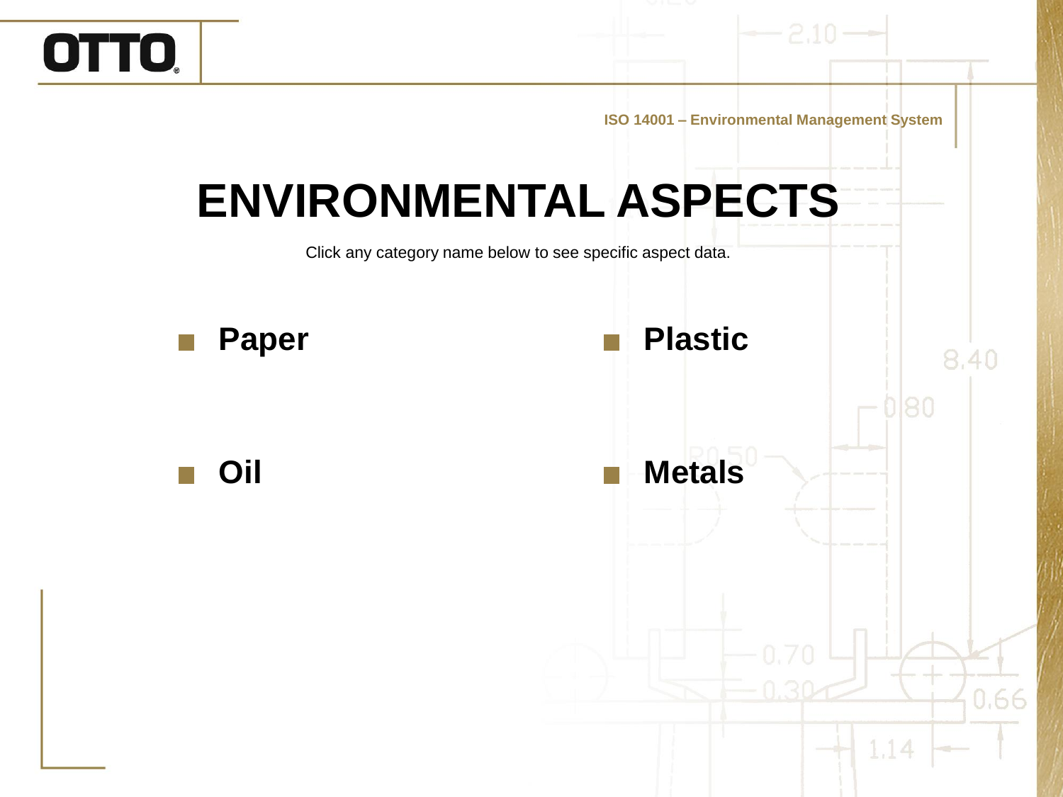OTTO

ISO 14001 – Environmental Management System

# ENVIRONMENTAL ASPECTS

Click any category name below to see specific aspect data.

- **Paper**
- **Plastic**
- **Oil**
- **Metals**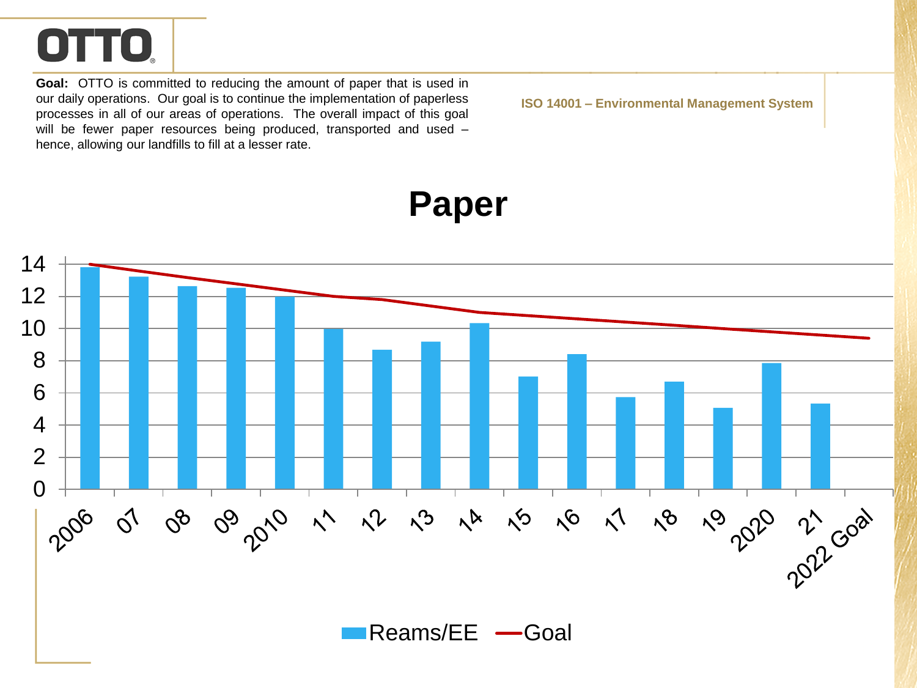OTTO

**Goal:** OTTO is committed to reducing the amount of paper that is used in our daily operations. Our goal is to continue the implementation of paperless processes in all of our areas of operations. The overall impact of this goal will be fewer paper resources being produced, transported and used – hence, allowing our landfills to fill at a lesser rate.

**ISO 14001 – Environmental Management System**

# Paper

Reams/EE — Goal

2006, 07, 08, 09, 2010, 11, 12, 13, 14, 15, 16, 17, 18, 19, 2020, 21, 2022 Goal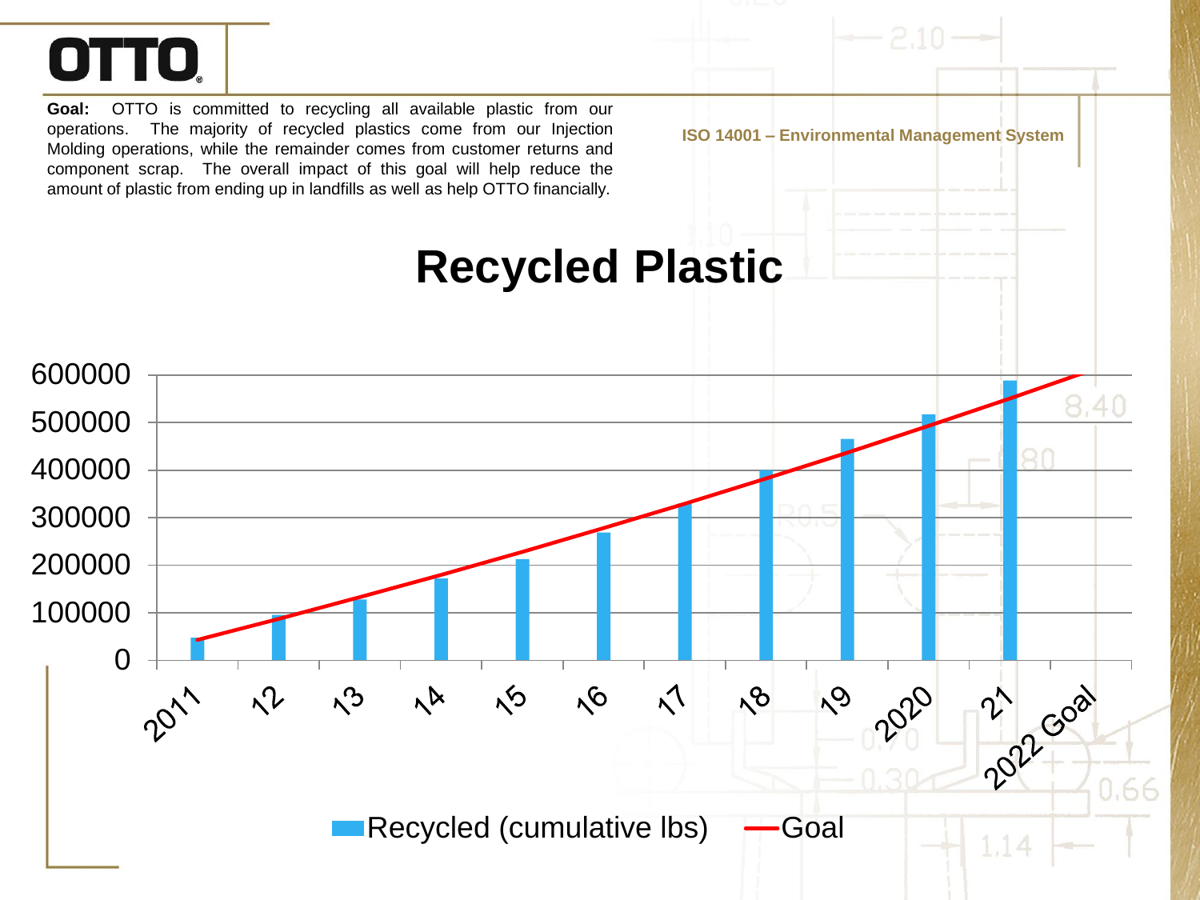**Goal:** OTTO is committed to recycling all available plastic from our operations. The majority of recycled plastics come from our Injection Molding operations, while the remainder comes from customer returns and component scrap. The overall impact of this goal will help reduce the amount of plastic from ending up in landfills as well as help OTTO financially.

**ISO 14001 – Environmental Management System**

# Recycled Plastic

600000
500000
400000
300000
200000
100000
0

2011 12 13 14 15 16 17 18 19 2020 21 2022 Goal

Recycled (cumulative lbs) Goal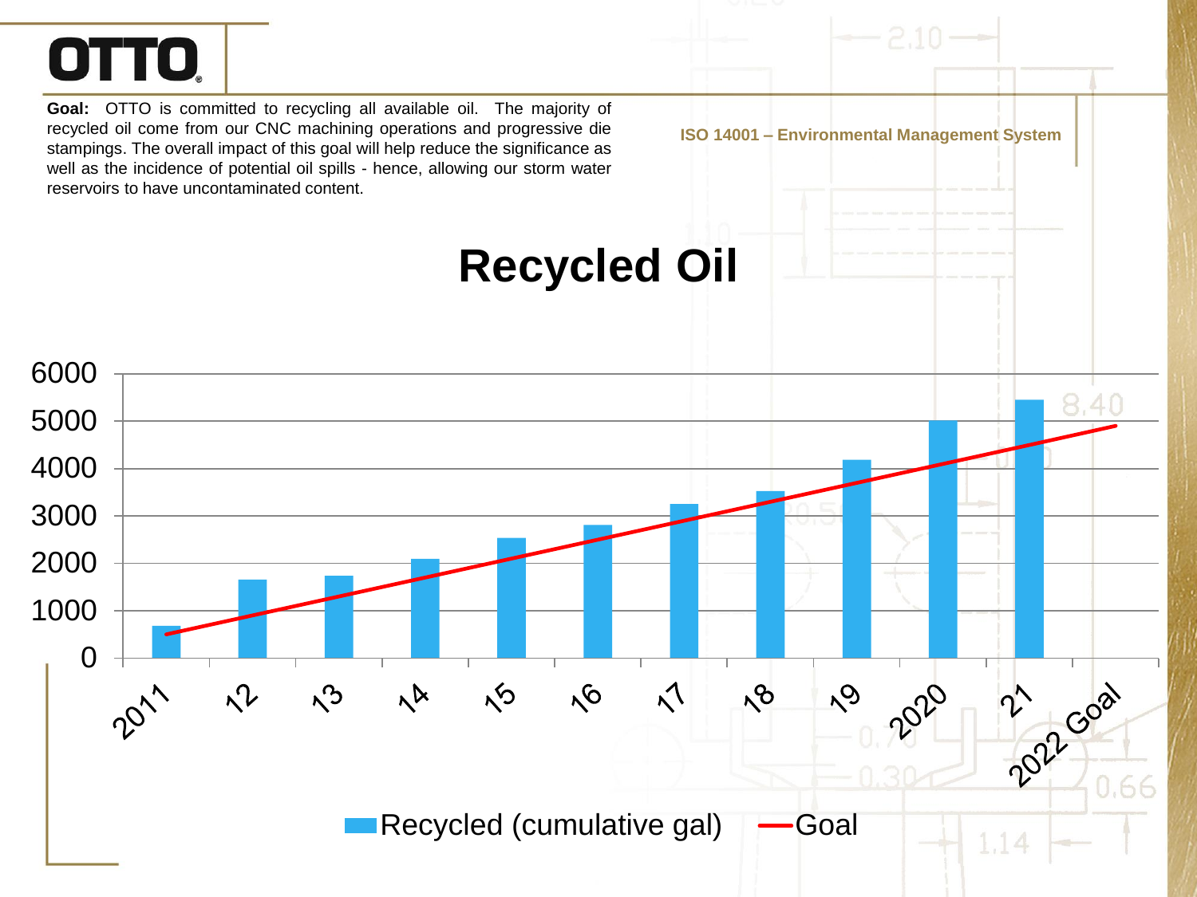# OTTO

**Goal:** OTTO is committed to recycling all available oil. The majority of recycled oil come from our CNC machining operations and progressive die stampings. The overall impact of this goal will help reduce the significance as well as the incidence of potential oil spills - hence, allowing our storm water reservoirs to have uncontaminated content.

**ISO 14001 – Environmental Management System**

## Recycled Oil

| Year | Recycled (cumulative gal) | Goal |
|---|---|---|
| 2011 | ~680 | ~500 |
| 12 | ~1650 | ~900 |
| 13 | ~1730 | ~1300 |
| 14 | ~2080 | ~1700 |
| 15 | ~2520 | ~2100 |
| 16 | ~2800 | ~2500 |
| 17 | ~3250 | ~2900 |
| 18 | ~3520 | ~3300 |
| 19 | ~4180 | ~3700 |
| 2020 | ~5000 | ~4100 |
| 21 | ~5450 | ~4500 |
| 2022 Goal | | ~4900 |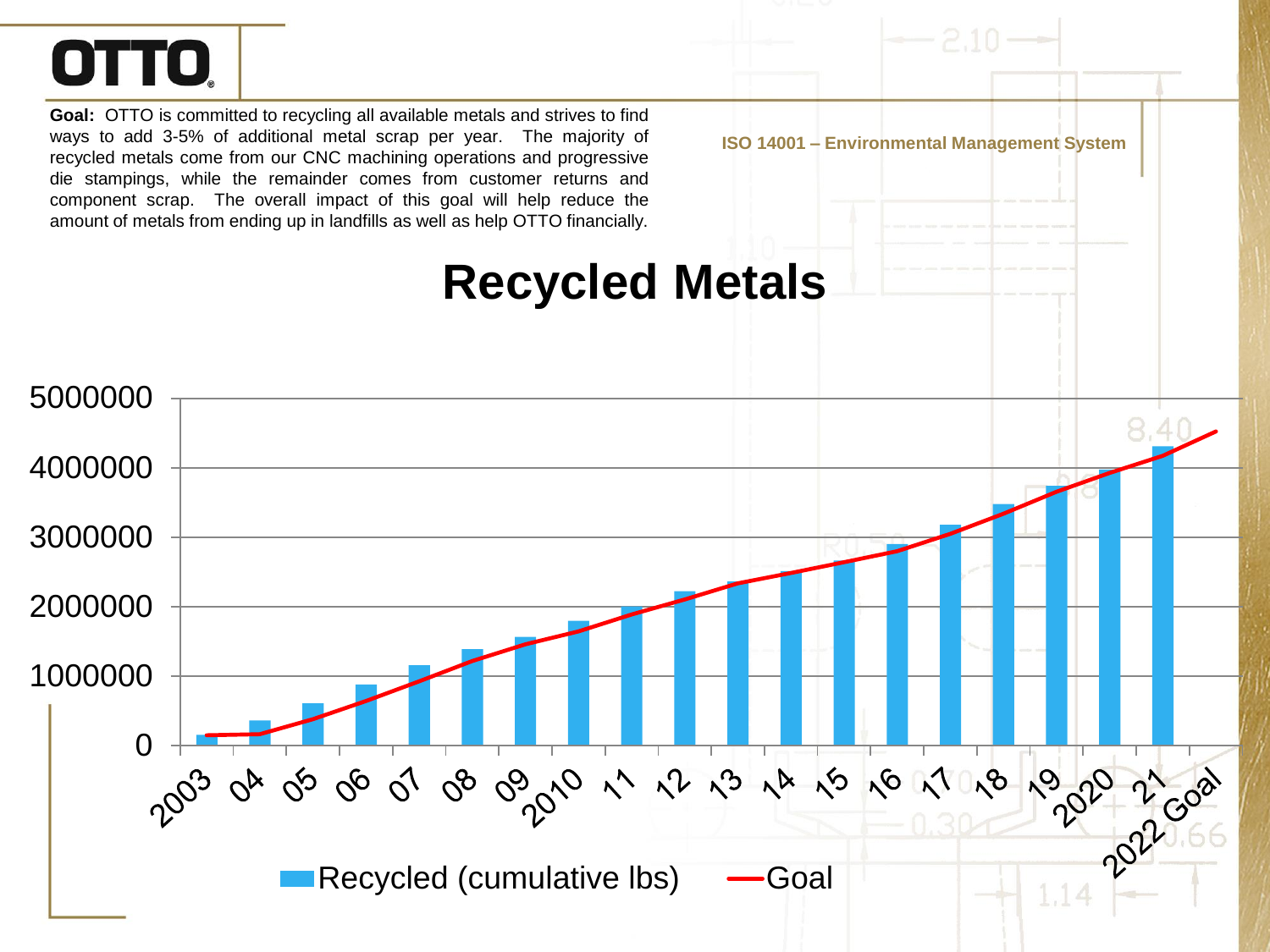# OTTO

**Goal:** OTTO is committed to recycling all available metals and strives to find ways to add 3-5% of additional metal scrap per year. The majority of recycled metals come from our CNC machining operations and progressive die stampings, while the remainder comes from customer returns and component scrap. The overall impact of this goal will help reduce the amount of metals from ending up in landfills as well as help OTTO financially.

**ISO 14001 – Environmental Management System**

## Recycled Metals

5000000
4000000
3000000
2000000
1000000
0

2003 04 05 06 07 08 09 2010 11 12 13 14 15 16 17 18 19 2020 21 2022 Goal

Recycled (cumulative lbs)
Goal